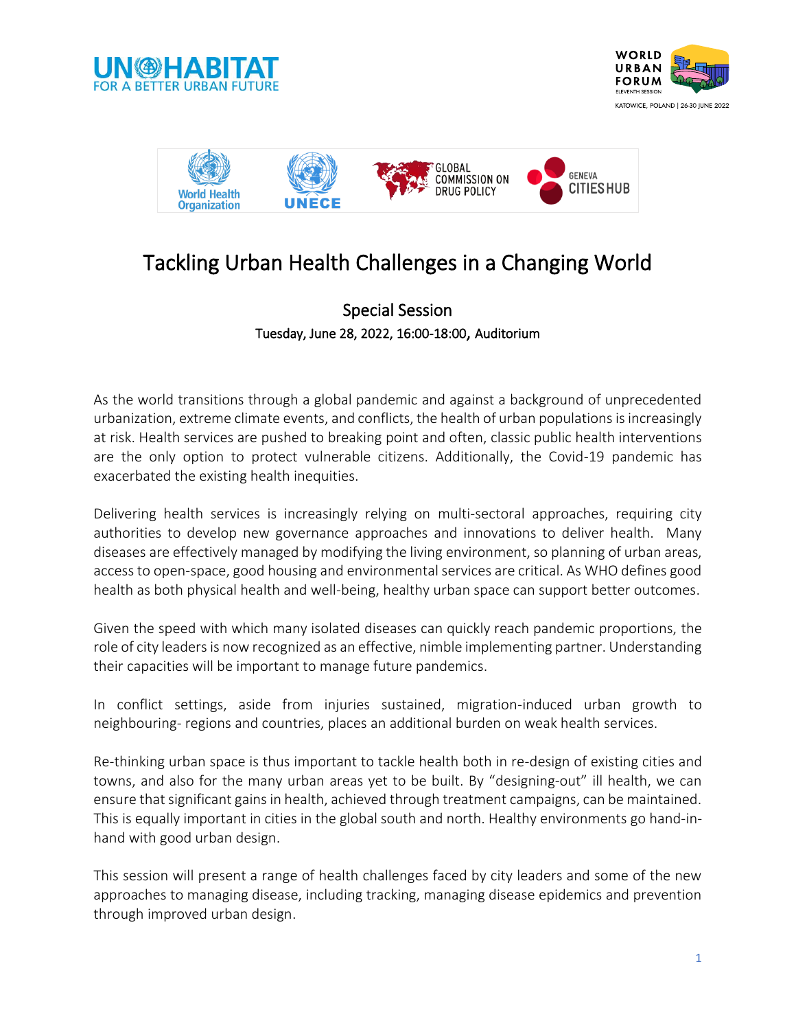# Tackling Urban Health Challenges in a Changing World

## Special Session

**Tuesday, June 28, 2022, 16:00-18:00, Auditorium**

As the world transitions through a global pandemic and against a background of unprecedented urbanization, extreme climate events, and conflicts, the health of urban populations is increasingly at risk. Health services are pushed to breaking point and often, classic public health interventions are the only option to protect vulnerable citizens. Additionally, the Covid-19 pandemic has exacerbated the existing health inequities.

Delivering health services is increasingly relying on multi-sectoral approaches, requiring city authorities to develop new governance approaches and innovations to deliver health. Many diseases are effectively managed by modifying the living environment, so planning of urban areas, access to open-space, good housing and environmental services are critical. As WHO defines good health as both physical health and well-being, healthy urban space can support better outcomes.

Given the speed with which many isolated diseases can quickly reach pandemic proportions, the role of city leaders is now recognized as an effective, nimble implementing partner. Understanding their capacities will be important to manage future pandemics.

In conflict settings, aside from injuries sustained, migration-induced urban growth to neighbouring- regions and countries, places an additional burden on weak health services.

Re-thinking urban space is thus important to tackle health both in re-design of existing cities and towns, and also for the many urban areas yet to be built. By "designing-out" ill health, we can ensure that significant gains in health, achieved through treatment campaigns, can be maintained. This is equally important in cities in the global south and north. Healthy environments go hand-in-hand with good urban design.

This session will present a range of health challenges faced by city leaders and some of the new approaches to managing disease, including tracking, managing disease epidemics and prevention through improved urban design.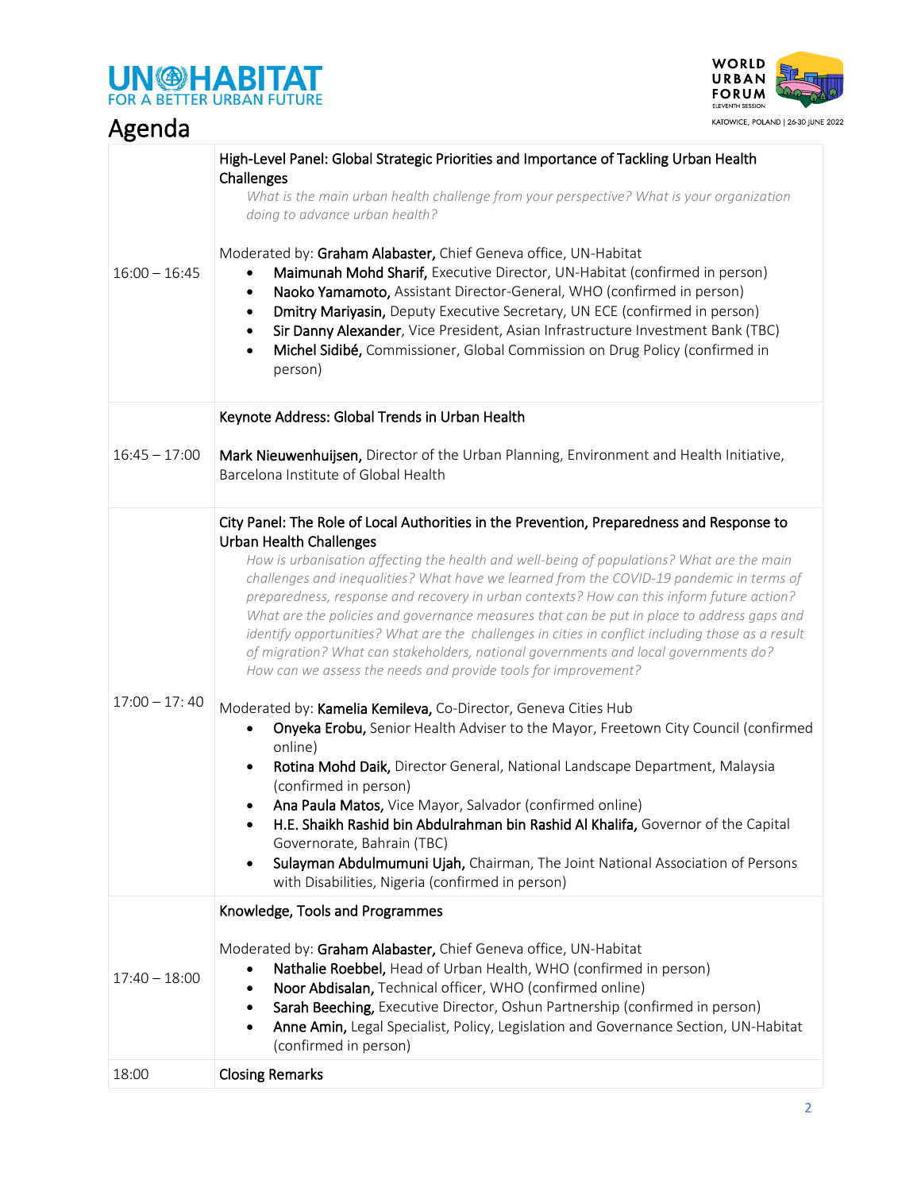# Agenda

| | |
|---|---|
| 16:00 – 16:45 | **High-Level Panel: Global Strategic Priorities and Importance of Tackling Urban Health Challenges**<br>*What is the main urban health challenge from your perspective? What is your organization doing to advance urban health?*<br><br>Moderated by: **Graham Alabaster,** Chief Geneva office, UN-Habitat<br>• **Maimunah Mohd Sharif,** Executive Director, UN-Habitat (confirmed in person)<br>• **Naoko Yamamoto,** Assistant Director-General, WHO (confirmed in person)<br>• **Dmitry Mariyasin,** Deputy Executive Secretary, UN ECE (confirmed in person)<br>• **Sir Danny Alexander**, Vice President, Asian Infrastructure Investment Bank (TBC)<br>• **Michel Sidibé,** Commissioner, Global Commission on Drug Policy (confirmed in person) |
| 16:45 – 17:00 | **Keynote Address: Global Trends in Urban Health**<br><br>**Mark Nieuwenhuijsen,** Director of the Urban Planning, Environment and Health Initiative, Barcelona Institute of Global Health |
| 17:00 – 17: 40 | **City Panel: The Role of Local Authorities in the Prevention, Preparedness and Response to Urban Health Challenges**<br>*How is urbanisation affecting the health and well-being of populations? What are the main challenges and inequalities? What have we learned from the COVID-19 pandemic in terms of preparedness, response and recovery in urban contexts? How can this inform future action? What are the policies and governance measures that can be put in place to address gaps and identify opportunities? What are the challenges in cities in conflict including those as a result of migration? What can stakeholders, national governments and local governments do? How can we assess the needs and provide tools for improvement?*<br><br>Moderated by: **Kamelia Kemileva,** Co-Director, Geneva Cities Hub<br>• **Onyeka Erobu,** Senior Health Adviser to the Mayor, Freetown City Council (confirmed online)<br>• **Rotina Mohd Daik,** Director General, National Landscape Department, Malaysia (confirmed in person)<br>• **Ana Paula Matos,** Vice Mayor, Salvador (confirmed online)<br>• **H.E. Shaikh Rashid bin Abdulrahman bin Rashid Al Khalifa,** Governor of the Capital Governorate, Bahrain (TBC)<br>• **Sulayman Abdulmumuni Ujah,** Chairman, The Joint National Association of Persons with Disabilities, Nigeria (confirmed in person) |
| 17:40 – 18:00 | **Knowledge, Tools and Programmes**<br><br>Moderated by: **Graham Alabaster,** Chief Geneva office, UN-Habitat<br>• **Nathalie Roebbel,** Head of Urban Health, WHO (confirmed in person)<br>• **Noor Abdisalan,** Technical officer, WHO (confirmed online)<br>• **Sarah Beeching,** Executive Director, Oshun Partnership (confirmed in person)<br>• **Anne Amin,** Legal Specialist, Policy, Legislation and Governance Section, UN-Habitat (confirmed in person) |
| 18:00 | **Closing Remarks** |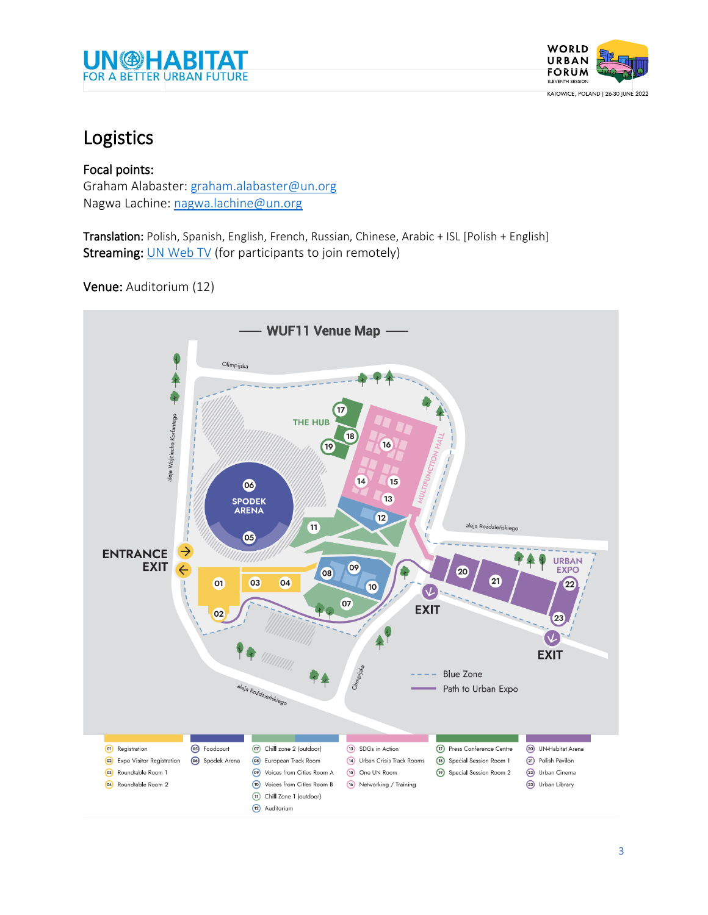# Logistics

**Focal points:**
Graham Alabaster: graham.alabaster@un.org
Nagwa Lachine: nagwa.lachine@un.org

**Translation:** Polish, Spanish, English, French, Russian, Chinese, Arabic + ISL [Polish + English]
**Streaming:** UN Web TV (for participants to join remotely)

**Venue:** Auditorium (12)

WUF11 Venue Map

Olimpijska

aleja Wojciecha Korfantego

THE HUB

MULTIFUNCTION HALL

SPODEK ARENA

aleja Roździeńskiego

URBAN EXPO

ENTRANCE

EXIT

EXIT

EXIT

Blue Zone

Path to Urban Expo

01 Registration
02 Expo Visitor Registration
03 Roundtable Room 1
04 Roundtable Room 2
05 Foodcourt
06 Spodek Arena
07 Chill zone 2 (outdoor)
08 European Track Room
09 Voices from Cities Room A
10 Voices from Cities Room B
11 Chill Zone 1 (outdoor)
12 Auditorium
13 SDGs in Action
14 Urban Crisis Track Rooms
15 One UN Room
16 Networking / Training
17 Press Conference Centre
18 Special Session Room 1
19 Special Session Room 2
20 UN-Habitat Arena
21 Polish Pavilon
22 Urban Cinema
23 Urban Library